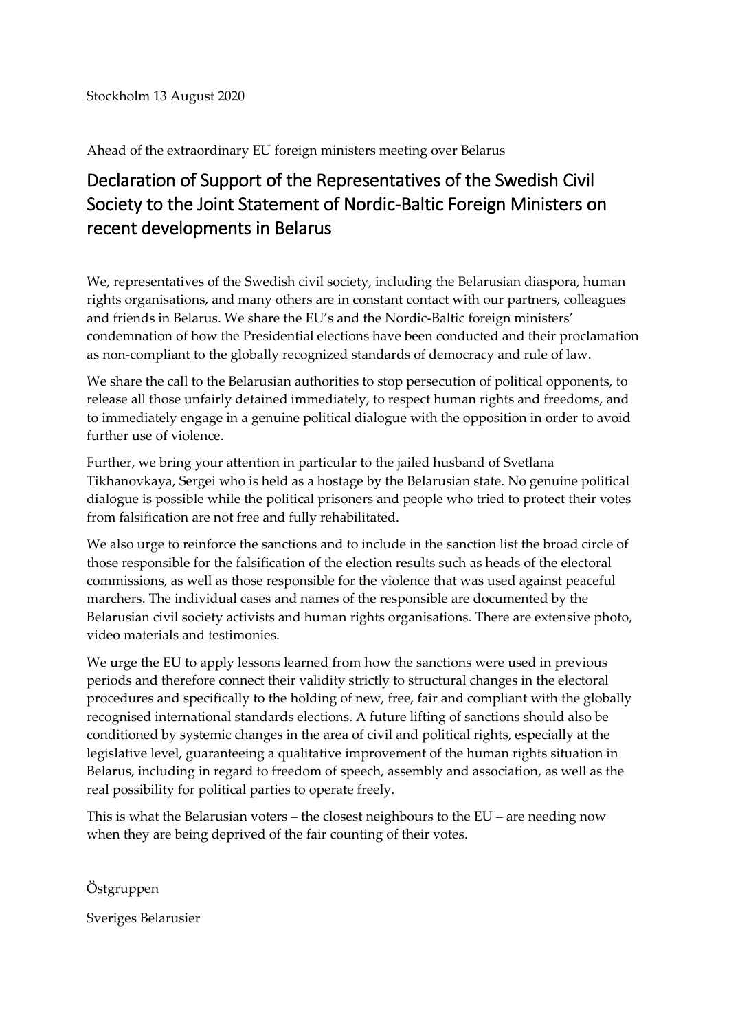Stockholm 13 August 2020

Ahead of the extraordinary EU foreign ministers meeting over Belarus

# Declaration of Support of the Representatives of the Swedish Civil Society to the Joint Statement of Nordic-Baltic Foreign Ministers on recent developments in Belarus

We, representatives of the Swedish civil society, including the Belarusian diaspora, human rights organisations, and many others are in constant contact with our partners, colleagues and friends in Belarus. We share the EU's and the Nordic-Baltic foreign ministers' condemnation of how the Presidential elections have been conducted and their proclamation as non-compliant to the globally recognized standards of democracy and rule of law.

We share the call to the Belarusian authorities to stop persecution of political opponents, to release all those unfairly detained immediately, to respect human rights and freedoms, and to immediately engage in a genuine political dialogue with the opposition in order to avoid further use of violence.

Further, we bring your attention in particular to the jailed husband of Svetlana Tikhanovkaya, Sergei who is held as a hostage by the Belarusian state. No genuine political dialogue is possible while the political prisoners and people who tried to protect their votes from falsification are not free and fully rehabilitated.

We also urge to reinforce the sanctions and to include in the sanction list the broad circle of those responsible for the falsification of the election results such as heads of the electoral commissions, as well as those responsible for the violence that was used against peaceful marchers. The individual cases and names of the responsible are documented by the Belarusian civil society activists and human rights organisations. There are extensive photo, video materials and testimonies.

We urge the EU to apply lessons learned from how the sanctions were used in previous periods and therefore connect their validity strictly to structural changes in the electoral procedures and specifically to the holding of new, free, fair and compliant with the globally recognised international standards elections. A future lifting of sanctions should also be conditioned by systemic changes in the area of civil and political rights, especially at the legislative level, guaranteeing a qualitative improvement of the human rights situation in Belarus, including in regard to freedom of speech, assembly and association, as well as the real possibility for political parties to operate freely.

This is what the Belarusian voters – the closest neighbours to the EU – are needing now when they are being deprived of the fair counting of their votes.

Östgruppen

Sveriges Belarusier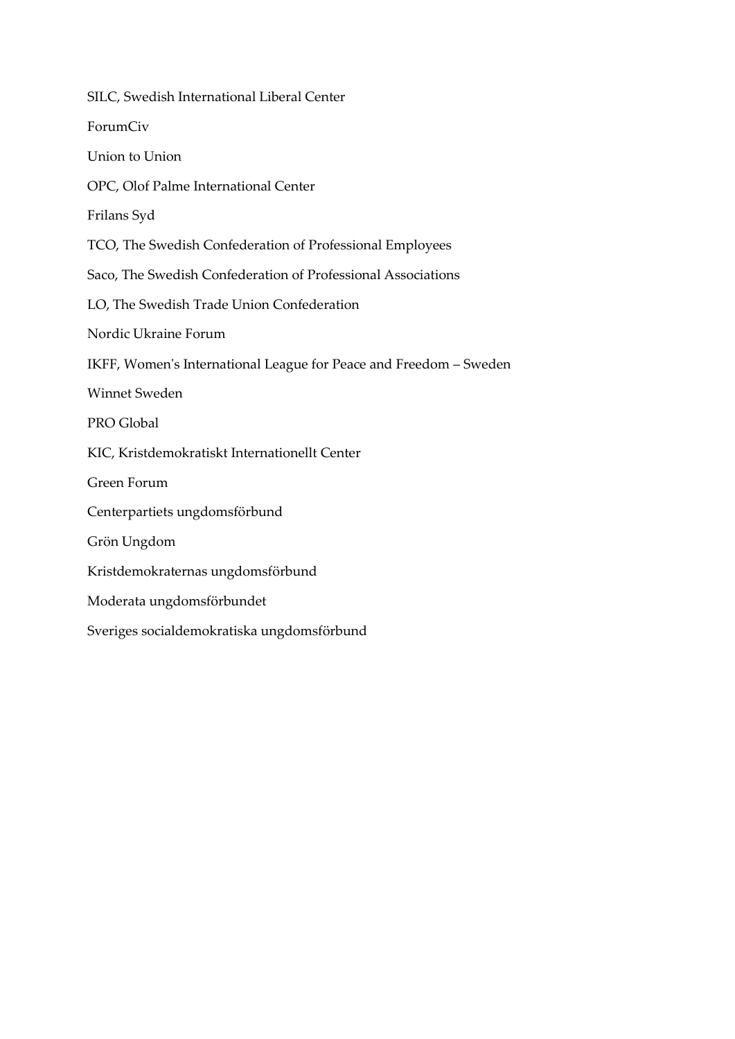SILC, Swedish International Liberal Center

ForumCiv

Union to Union

OPC, Olof Palme International Center

Frilans Syd

TCO, The Swedish Confederation of Professional Employees

Saco, The Swedish Confederation of Professional Associations

LO, The Swedish Trade Union Confederation

Nordic Ukraine Forum

IKFF, Women's International League for Peace and Freedom – Sweden

Winnet Sweden

PRO Global

KIC, Kristdemokratiskt Internationellt Center

Green Forum

Centerpartiets ungdomsförbund

Grön Ungdom

Kristdemokraternas ungdomsförbund

Moderata ungdomsförbundet

Sveriges socialdemokratiska ungdomsförbund